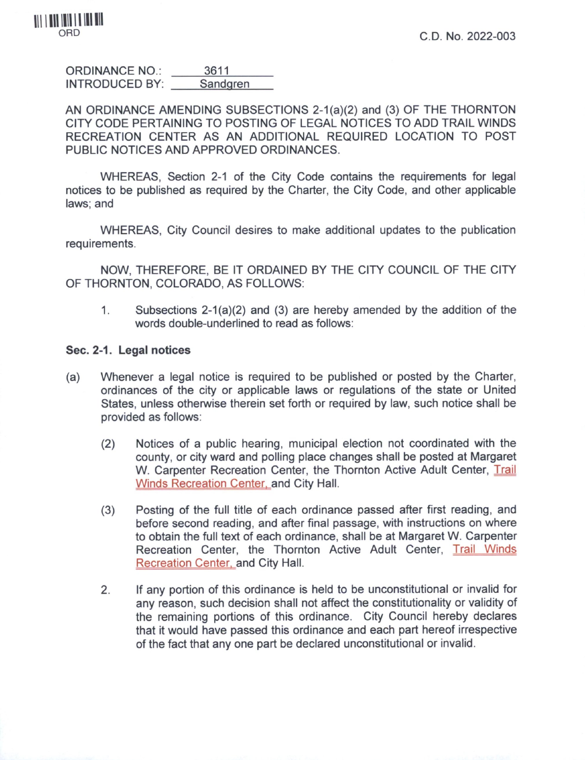ORD

C.D. No. 2022-003

ORDINANCE NO.: 3611
INTRODUCED BY: Sandgren

AN ORDINANCE AMENDING SUBSECTIONS 2-1(a)(2) and (3) OF THE THORNTON CITY CODE PERTAINING TO POSTING OF LEGAL NOTICES TO ADD TRAIL WINDS RECREATION CENTER AS AN ADDITIONAL REQUIRED LOCATION TO POST PUBLIC NOTICES AND APPROVED ORDINANCES.

WHEREAS, Section 2-1 of the City Code contains the requirements for legal notices to be published as required by the Charter, the City Code, and other applicable laws; and

WHEREAS, City Council desires to make additional updates to the publication requirements.

NOW, THEREFORE, BE IT ORDAINED BY THE CITY COUNCIL OF THE CITY OF THORNTON, COLORADO, AS FOLLOWS:

1. Subsections 2-1(a)(2) and (3) are hereby amended by the addition of the words double-underlined to read as follows:

**Sec. 2-1. Legal notices**

(a) Whenever a legal notice is required to be published or posted by the Charter, ordinances of the city or applicable laws or regulations of the state or United States, unless otherwise therein set forth or required by law, such notice shall be provided as follows:

(2) Notices of a public hearing, municipal election not coordinated with the county, or city ward and polling place changes shall be posted at Margaret W. Carpenter Recreation Center, the Thornton Active Adult Center, <u>Trail Winds Recreation Center,</u> and City Hall.

(3) Posting of the full title of each ordinance passed after first reading, and before second reading, and after final passage, with instructions on where to obtain the full text of each ordinance, shall be at Margaret W. Carpenter Recreation Center, the Thornton Active Adult Center, <u>Trail Winds Recreation Center,</u> and City Hall.

2. If any portion of this ordinance is held to be unconstitutional or invalid for any reason, such decision shall not affect the constitutionality or validity of the remaining portions of this ordinance. City Council hereby declares that it would have passed this ordinance and each part hereof irrespective of the fact that any one part be declared unconstitutional or invalid.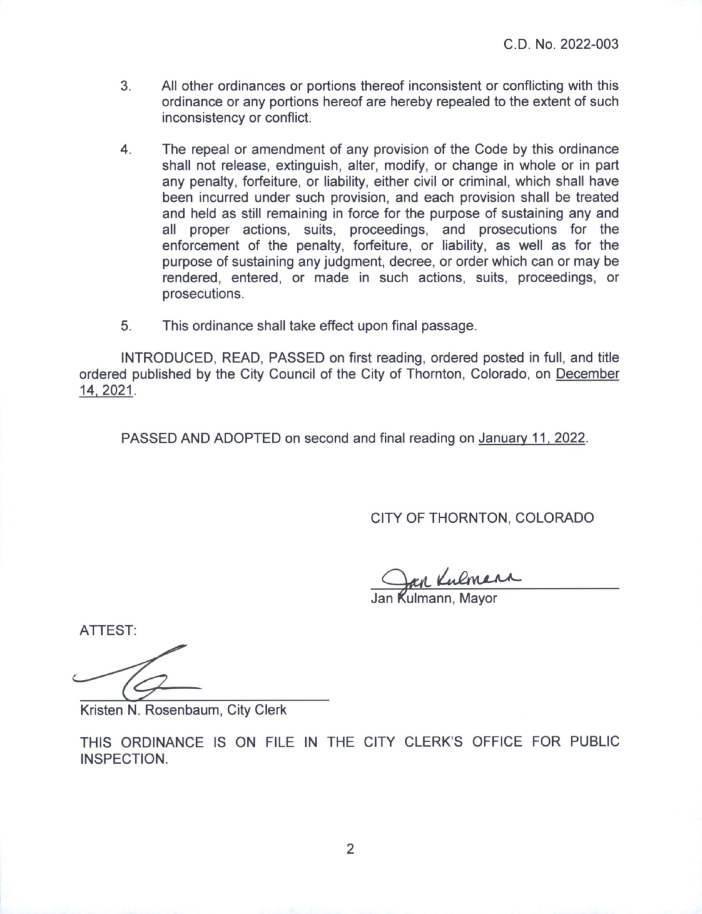C.D. No. 2022-003

3. All other ordinances or portions thereof inconsistent or conflicting with this ordinance or any portions hereof are hereby repealed to the extent of such inconsistency or conflict.

4. The repeal or amendment of any provision of the Code by this ordinance shall not release, extinguish, alter, modify, or change in whole or in part any penalty, forfeiture, or liability, either civil or criminal, which shall have been incurred under such provision, and each provision shall be treated and held as still remaining in force for the purpose of sustaining any and all proper actions, suits, proceedings, and prosecutions for the enforcement of the penalty, forfeiture, or liability, as well as for the purpose of sustaining any judgment, decree, or order which can or may be rendered, entered, or made in such actions, suits, proceedings, or prosecutions.

5. This ordinance shall take effect upon final passage.

INTRODUCED, READ, PASSED on first reading, ordered posted in full, and title ordered published by the City Council of the City of Thornton, Colorado, on December 14, 2021.

PASSED AND ADOPTED on second and final reading on January 11, 2022.

CITY OF THORNTON, COLORADO

Jan Kulmann, Mayor

ATTEST:

Kristen N. Rosenbaum, City Clerk

THIS ORDINANCE IS ON FILE IN THE CITY CLERK'S OFFICE FOR PUBLIC INSPECTION.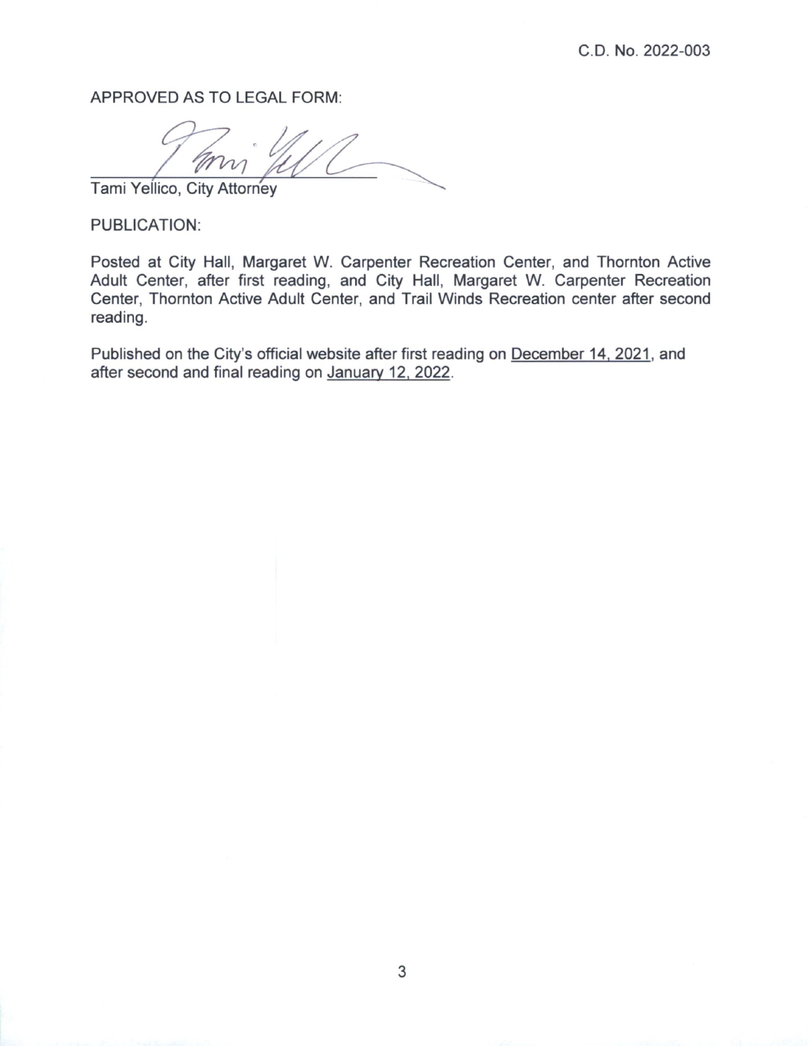C.D. No. 2022-003

APPROVED AS TO LEGAL FORM:

Tami Yellico, City Attorney

PUBLICATION:

Posted at City Hall, Margaret W. Carpenter Recreation Center, and Thornton Active Adult Center, after first reading, and City Hall, Margaret W. Carpenter Recreation Center, Thornton Active Adult Center, and Trail Winds Recreation center after second reading.

Published on the City's official website after first reading on December 14, 2021, and after second and final reading on January 12, 2022.